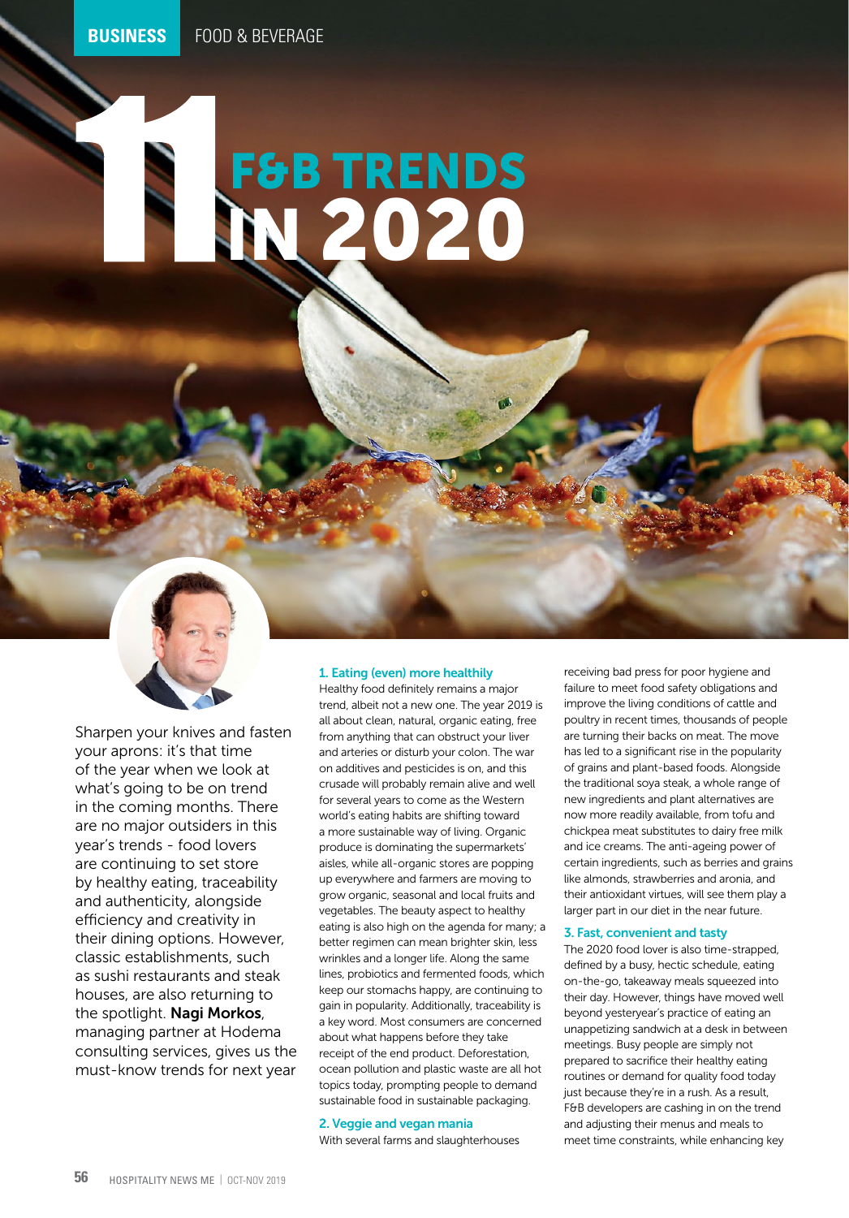BUSINESS FOOD & BEVERAGE

# 11 F&B TRENDS IN 2020

Sharpen your knives and fasten your aprons: it's that time of the year when we look at what's going to be on trend in the coming months. There are no major outsiders in this year's trends - food lovers are continuing to set store by healthy eating, traceability and authenticity, alongside efficiency and creativity in their dining options. However, classic establishments, such as sushi restaurants and steak houses, are also returning to the spotlight. **Nagi Morkos**, managing partner at Hodema consulting services, gives us the must-know trends for next year

## 1. Eating (even) more healthily

Healthy food definitely remains a major trend, albeit not a new one. The year 2019 is all about clean, natural, organic eating, free from anything that can obstruct your liver and arteries or disturb your colon. The war on additives and pesticides is on, and this crusade will probably remain alive and well for several years to come as the Western world's eating habits are shifting toward a more sustainable way of living. Organic produce is dominating the supermarkets' aisles, while all-organic stores are popping up everywhere and farmers are moving to grow organic, seasonal and local fruits and vegetables. The beauty aspect to healthy eating is also high on the agenda for many; a better regimen can mean brighter skin, less wrinkles and a longer life. Along the same lines, probiotics and fermented foods, which keep our stomachs happy, are continuing to gain in popularity. Additionally, traceability is a key word. Most consumers are concerned about what happens before they take receipt of the end product. Deforestation, ocean pollution and plastic waste are all hot topics today, prompting people to demand sustainable food in sustainable packaging.

## 2. Veggie and vegan mania

With several farms and slaughterhouses receiving bad press for poor hygiene and failure to meet food safety obligations and improve the living conditions of cattle and poultry in recent times, thousands of people are turning their backs on meat. The move has led to a significant rise in the popularity of grains and plant-based foods. Alongside the traditional soya steak, a whole range of new ingredients and plant alternatives are now more readily available, from tofu and chickpea meat substitutes to dairy free milk and ice creams. The anti-ageing power of certain ingredients, such as berries and grains like almonds, strawberries and aronia, and their antioxidant virtues, will see them play a larger part in our diet in the near future.

## 3. Fast, convenient and tasty

The 2020 food lover is also time-strapped, defined by a busy, hectic schedule, eating on-the-go, takeaway meals squeezed into their day. However, things have moved well beyond yesteryear's practice of eating an unappetizing sandwich at a desk in between meetings. Busy people are simply not prepared to sacrifice their healthy eating routines or demand for quality food today just because they're in a rush. As a result, F&B developers are cashing in on the trend and adjusting their menus and meals to meet time constraints, while enhancing key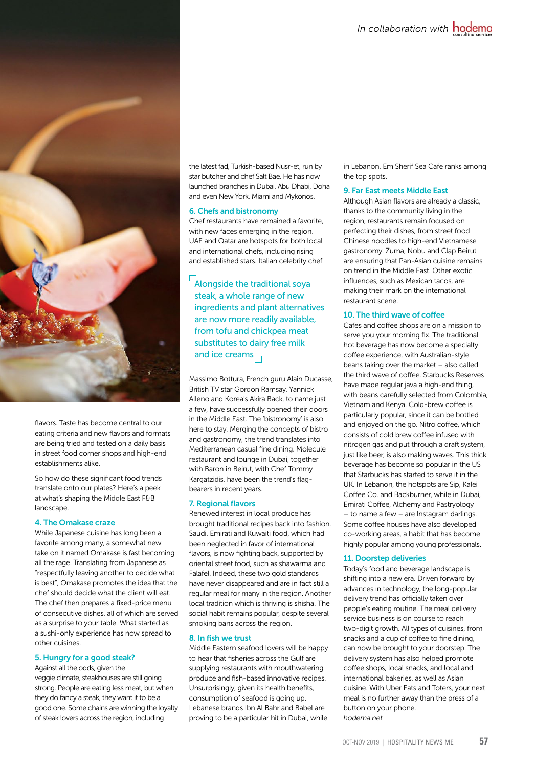flavors. Taste has become central to our eating criteria and new flavors and formats are being tried and tested on a daily basis in street food corner shops and high-end establishments alike.

So how do these significant food trends translate onto our plates? Here's a peek at what's shaping the Middle East F&B landscape.

### 4. The Omakase craze

While Japanese cuisine has long been a favorite among many, a somewhat new take on it named Omakase is fast becoming all the rage. Translating from Japanese as "respectfully leaving another to decide what is best", Omakase promotes the idea that the chef should decide what the client will eat. The chef then prepares a fixed-price menu of consecutive dishes, all of which are served as a surprise to your table. What started as a sushi-only experience has now spread to other cuisines.

### 5. Hungry for a good steak?

Against all the odds, given the veggie climate, steakhouses are still going strong. People are eating less meat, but when they do fancy a steak, they want it to be a good one. Some chains are winning the loyalty of steak lovers across the region, including the latest fad, Turkish-based Nusr-et, run by star butcher and chef Salt Bae. He has now launched branches in Dubai, Abu Dhabi, Doha and even New York, Miami and Mykonos.

### 6. Chefs and bistronomy

Chef restaurants have remained a favorite, with new faces emerging in the region. UAE and Qatar are hotspots for both local and international chefs, including rising and established stars. Italian celebrity chef Massimo Bottura, French guru Alain Ducasse, British TV star Gordon Ramsay, Yannick Alleno and Korea's Akira Back, to name just a few, have successfully opened their doors in the Middle East. The 'bistronomy' is also here to stay. Merging the concepts of bistro and gastronomy, the trend translates into Mediterranean casual fine dining. Molecule restaurant and lounge in Dubai, together with Baron in Beirut, with Chef Tommy Kargatzidis, have been the trend's flag-bearers in recent years.

> Alongside the traditional soya steak, a whole range of new ingredients and plant alternatives are now more readily available, from tofu and chickpea meat substitutes to dairy free milk and ice creams

### 7. Regional flavors

Renewed interest in local produce has brought traditional recipes back into fashion. Saudi, Emirati and Kuwaiti food, which had been neglected in favor of international flavors, is now fighting back, supported by oriental street food, such as shawarma and Falafel. Indeed, these two gold standards have never disappeared and are in fact still a regular meal for many in the region. Another local tradition which is thriving is shisha. The social habit remains popular, despite several smoking bans across the region.

### 8. In fish we trust

Middle Eastern seafood lovers will be happy to hear that fisheries across the Gulf are supplying restaurants with mouthwatering produce and fish-based innovative recipes. Unsurprisingly, given its health benefits, consumption of seafood is going up. Lebanese brands Ibn Al Bahr and Babel are proving to be a particular hit in Dubai, while in Lebanon, Em Sherif Sea Cafe ranks among the top spots.

### 9. Far East meets Middle East

Although Asian flavors are already a classic, thanks to the community living in the region, restaurants remain focused on perfecting their dishes, from street food Chinese noodles to high-end Vietnamese gastronomy. Zuma, Nobu and Clap Beirut are ensuring that Pan-Asian cuisine remains on trend in the Middle East. Other exotic influences, such as Mexican tacos, are making their mark on the international restaurant scene.

### 10. The third wave of coffee

Cafes and coffee shops are on a mission to serve you your morning fix. The traditional hot beverage has now become a specialty coffee experience, with Australian-style beans taking over the market – also called the third wave of coffee. Starbucks Reserves have made regular java a high-end thing, with beans carefully selected from Colombia, Vietnam and Kenya. Cold-brew coffee is particularly popular, since it can be bottled and enjoyed on the go. Nitro coffee, which consists of cold brew coffee infused with nitrogen gas and put through a draft system, just like beer, is also making waves. This thick beverage has become so popular in the US that Starbucks has started to serve it in the UK. In Lebanon, the hotspots are Sip, Kalei Coffee Co. and Backburner, while in Dubai, Emirati Coffee, Alchemy and Pastryology – to name a few – are Instagram darlings. Some coffee houses have also developed co-working areas, a habit that has become highly popular among young professionals.

### 11. Doorstep deliveries

Today's food and beverage landscape is shifting into a new era. Driven forward by advances in technology, the long-popular delivery trend has officially taken over people's eating routine. The meal delivery service business is on course to reach two-digit growth. All types of cuisines, from snacks and a cup of coffee to fine dining, can now be brought to your doorstep. The delivery system has also helped promote coffee shops, local snacks, and local and international bakeries, as well as Asian cuisine. With Uber Eats and Toters, your next meal is no further away than the press of a button on your phone.

*hodema.net*